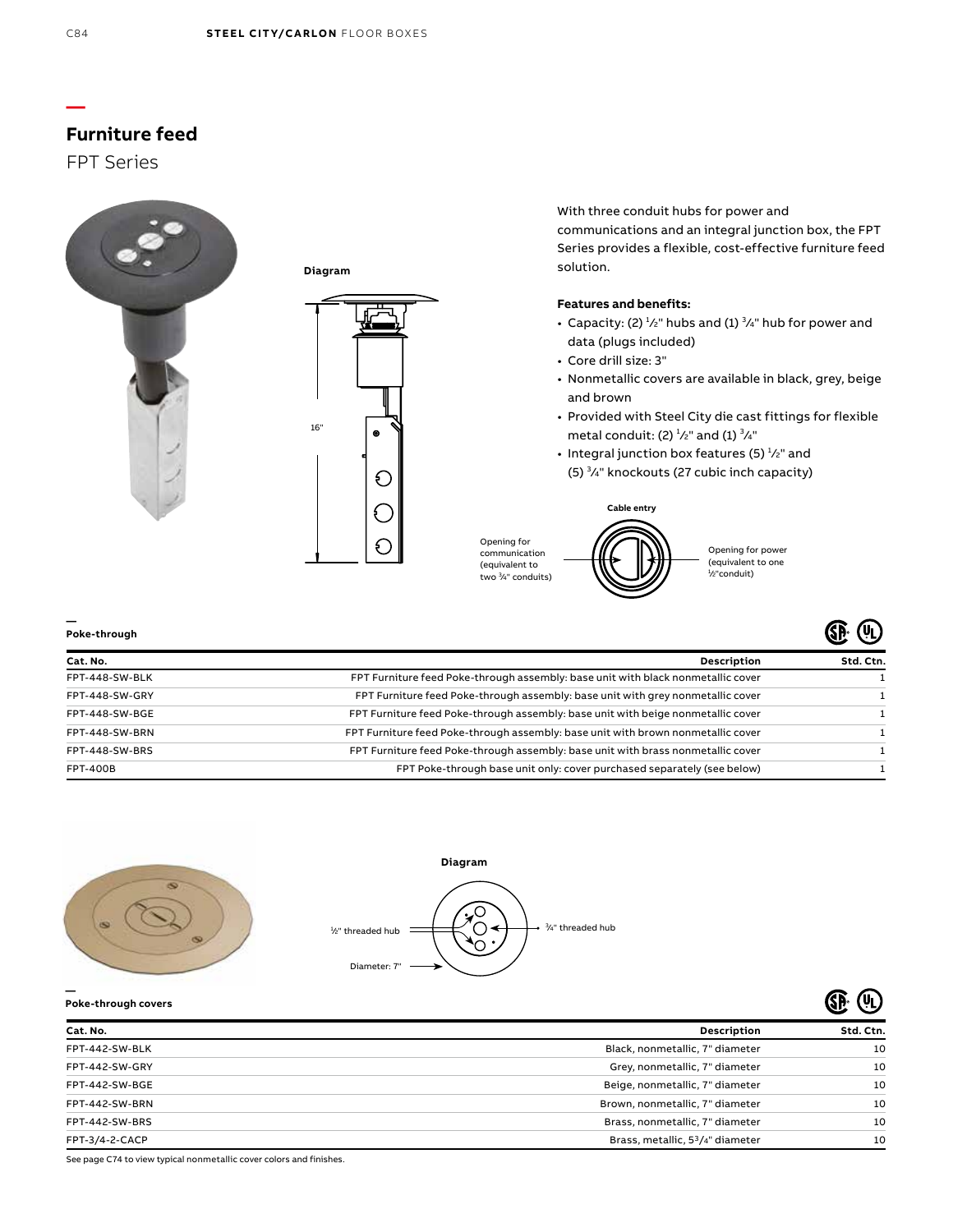# Furniture feed

## FPT Series

**Diagram**

16"

With three conduit hubs for power and communications and an integral junction box, the FPT Series provides a flexible, cost-effective furniture feed solution.

**Features and benefits:**

- Capacity: (2) ½" hubs and (1) ¾" hub for power and data (plugs included)
- Core drill size: 3"
- Nonmetallic covers are available in black, grey, beige and brown
- Provided with Steel City die cast fittings for flexible metal conduit: (2) ½" and (1) ¾"
- Integral junction box features (5) ½" and (5) ¾" knockouts (27 cubic inch capacity)

**Cable entry**

Opening for communication (equivalent to two ¾" conduits)

Opening for power (equivalent to one ½"conduit)

**Poke-through**

| Cat. No. | Description | Std. Ctn. |
|---|---|---|
| FPT-448-SW-BLK | FPT Furniture feed Poke-through assembly: base unit with black nonmetallic cover | 1 |
| FPT-448-SW-GRY | FPT Furniture feed Poke-through assembly: base unit with grey nonmetallic cover | 1 |
| FPT-448-SW-BGE | FPT Furniture feed Poke-through assembly: base unit with beige nonmetallic cover | 1 |
| FPT-448-SW-BRN | FPT Furniture feed Poke-through assembly: base unit with brown nonmetallic cover | 1 |
| FPT-448-SW-BRS | FPT Furniture feed Poke-through assembly: base unit with brass nonmetallic cover | 1 |
| FPT-400B | FPT Poke-through base unit only: cover purchased separately (see below) | 1 |

**Diagram**

½" threaded hub

¾" threaded hub

Diameter: 7"

**Poke-through covers**

| Cat. No. | Description | Std. Ctn. |
|---|---|---|
| FPT-442-SW-BLK | Black, nonmetallic, 7" diameter | 10 |
| FPT-442-SW-GRY | Grey, nonmetallic, 7" diameter | 10 |
| FPT-442-SW-BGE | Beige, nonmetallic, 7" diameter | 10 |
| FPT-442-SW-BRN | Brown, nonmetallic, 7" diameter | 10 |
| FPT-442-SW-BRS | Brass, nonmetallic, 7" diameter | 10 |
| FPT-3/4-2-CACP | Brass, metallic, 5¾" diameter | 10 |

See page C74 to view typical nonmetallic cover colors and finishes.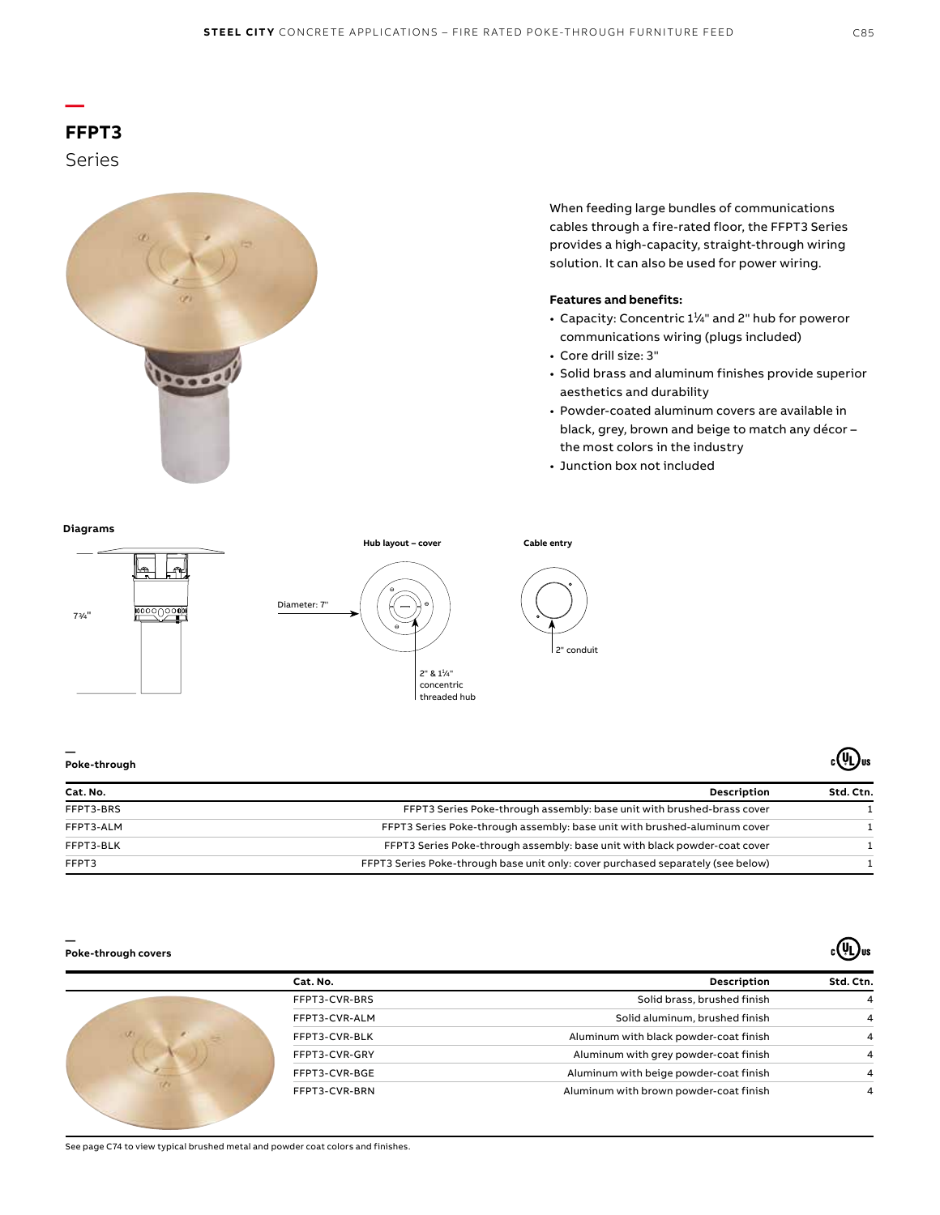# FFPT3

Series

When feeding large bundles of communications cables through a fire-rated floor, the FFPT3 Series provides a high-capacity, straight-through wiring solution. It can also be used for power wiring.

**Features and benefits:**

- Capacity: Concentric 1¼" and 2" hub for poweror communications wiring (plugs included)
- Core drill size: 3"
- Solid brass and aluminum finishes provide superior aesthetics and durability
- Powder-coated aluminum covers are available in black, grey, brown and beige to match any décor – the most colors in the industry
- Junction box not included

**Diagrams**

7¾"

**Hub layout – cover**

Diameter: 7"

2" & 1¼" concentric threaded hub

**Cable entry**

2" conduit

## Poke-through

| Cat. No. | Description | Std. Ctn. |
|---|---|---|
| FFPT3-BRS | FFPT3 Series Poke-through assembly: base unit with brushed-brass cover | 1 |
| FFPT3-ALM | FFPT3 Series Poke-through assembly: base unit with brushed-aluminum cover | 1 |
| FFPT3-BLK | FFPT3 Series Poke-through assembly: base unit with black powder-coat cover | 1 |
| FFPT3 | FFPT3 Series Poke-through base unit only: cover purchased separately (see below) | 1 |

## Poke-through covers

| Cat. No. | Description | Std. Ctn. |
|---|---|---|
| FFPT3-CVR-BRS | Solid brass, brushed finish | 4 |
| FFPT3-CVR-ALM | Solid aluminum, brushed finish | 4 |
| FFPT3-CVR-BLK | Aluminum with black powder-coat finish | 4 |
| FFPT3-CVR-GRY | Aluminum with grey powder-coat finish | 4 |
| FFPT3-CVR-BGE | Aluminum with beige powder-coat finish | 4 |
| FFPT3-CVR-BRN | Aluminum with brown powder-coat finish | 4 |

See page C74 to view typical brushed metal and powder coat colors and finishes.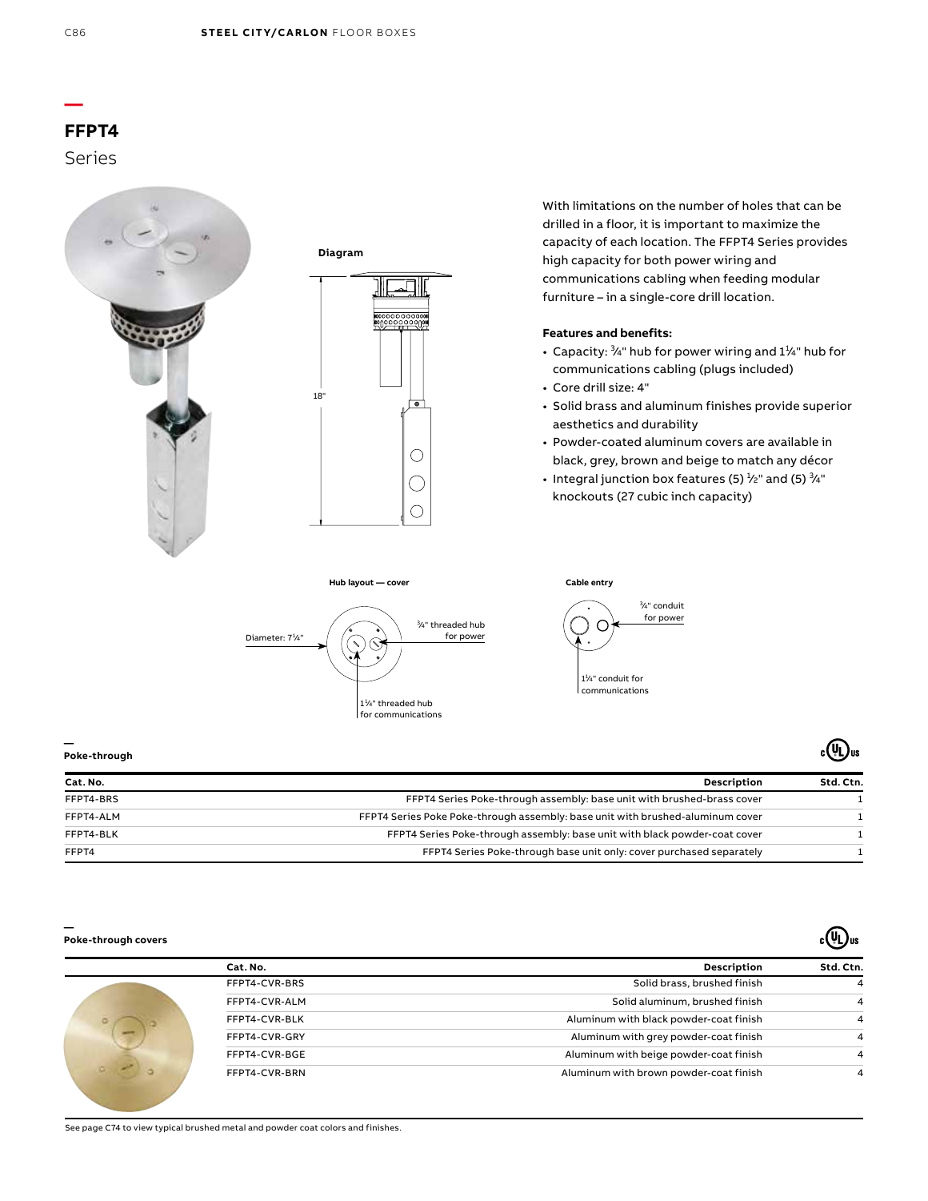# FFPT4

## Series

With limitations on the number of holes that can be drilled in a floor, it is important to maximize the capacity of each location. The FFPT4 Series provides high capacity for both power wiring and communications cabling when feeding modular furniture – in a single-core drill location.

**Features and benefits:**

- Capacity: ¾" hub for power wiring and 1¼" hub for communications cabling (plugs included)
- Core drill size: 4"
- Solid brass and aluminum finishes provide superior aesthetics and durability
- Powder-coated aluminum covers are available in black, grey, brown and beige to match any décor
- Integral junction box features (5) ½" and (5) ¾" knockouts (27 cubic inch capacity)

**Diagram**

18"

**Hub layout — cover**

Diameter: 7¼"

¾" threaded hub for power

1¼" threaded hub for communications

**Cable entry**

¾" conduit for power

1¼" conduit for communications

**Poke-through**

| Cat. No. | Description | Std. Ctn. |
|---|---|---|
| FFPT4-BRS | FFPT4 Series Poke-through assembly: base unit with brushed-brass cover | 1 |
| FFPT4-ALM | FFPT4 Series Poke Poke-through assembly: base unit with brushed-aluminum cover | 1 |
| FFPT4-BLK | FFPT4 Series Poke-through assembly: base unit with black powder-coat cover | 1 |
| FFPT4 | FFPT4 Series Poke-through base unit only: cover purchased separately | 1 |

**Poke-through covers**

| Cat. No. | Description | Std. Ctn. |
|---|---|---|
| FFPT4-CVR-BRS | Solid brass, brushed finish | 4 |
| FFPT4-CVR-ALM | Solid aluminum, brushed finish | 4 |
| FFPT4-CVR-BLK | Aluminum with black powder-coat finish | 4 |
| FFPT4-CVR-GRY | Aluminum with grey powder-coat finish | 4 |
| FFPT4-CVR-BGE | Aluminum with beige powder-coat finish | 4 |
| FFPT4-CVR-BRN | Aluminum with brown powder-coat finish | 4 |

See page C74 to view typical brushed metal and powder coat colors and finishes.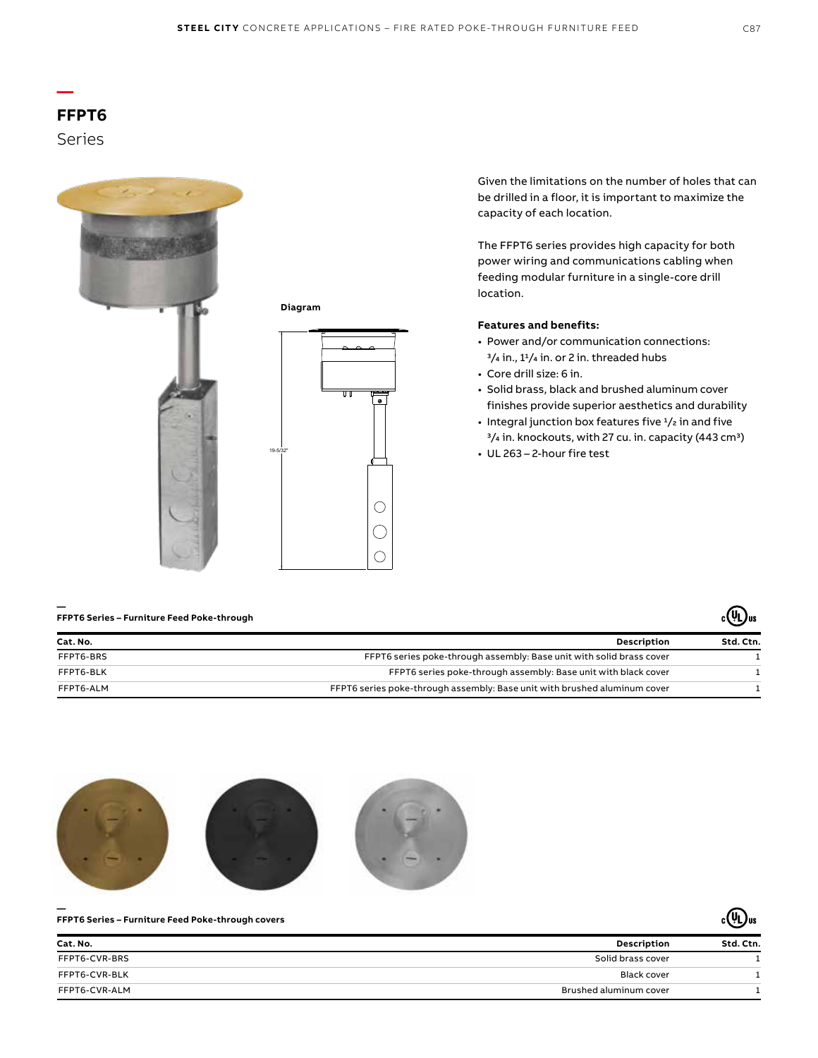# FFPT6

Series

Diagram

19-5/32"

Given the limitations on the number of holes that can be drilled in a floor, it is important to maximize the capacity of each location.

The FFPT6 series provides high capacity for both power wiring and communications cabling when feeding modular furniture in a single-core drill location.

**Features and benefits:**

- Power and/or communication connections: $^3/_4$ in., 1$^1/_4$ in. or 2 in. threaded hubs
- Core drill size: 6 in.
- Solid brass, black and brushed aluminum cover finishes provide superior aesthetics and durability
- Integral junction box features five $^1/_2$ in and five $^3/_4$ in. knockouts, with 27 cu. in. capacity (443 $cm^3$)
- UL 263 – 2-hour fire test

**FFPT6 Series – Furniture Feed Poke-through**

| Cat. No. | Description | Std. Ctn. |
|---|---|---|
| FFPT6-BRS | FFPT6 series poke-through assembly: Base unit with solid brass cover | 1 |
| FFPT6-BLK | FFPT6 series poke-through assembly: Base unit with black cover | 1 |
| FFPT6-ALM | FFPT6 series poke-through assembly: Base unit with brushed aluminum cover | 1 |

**FFPT6 Series – Furniture Feed Poke-through covers**

| Cat. No. | Description | Std. Ctn. |
|---|---|---|
| FFPT6-CVR-BRS | Solid brass cover | 1 |
| FFPT6-CVR-BLK | Black cover | 1 |
| FFPT6-CVR-ALM | Brushed aluminum cover | 1 |